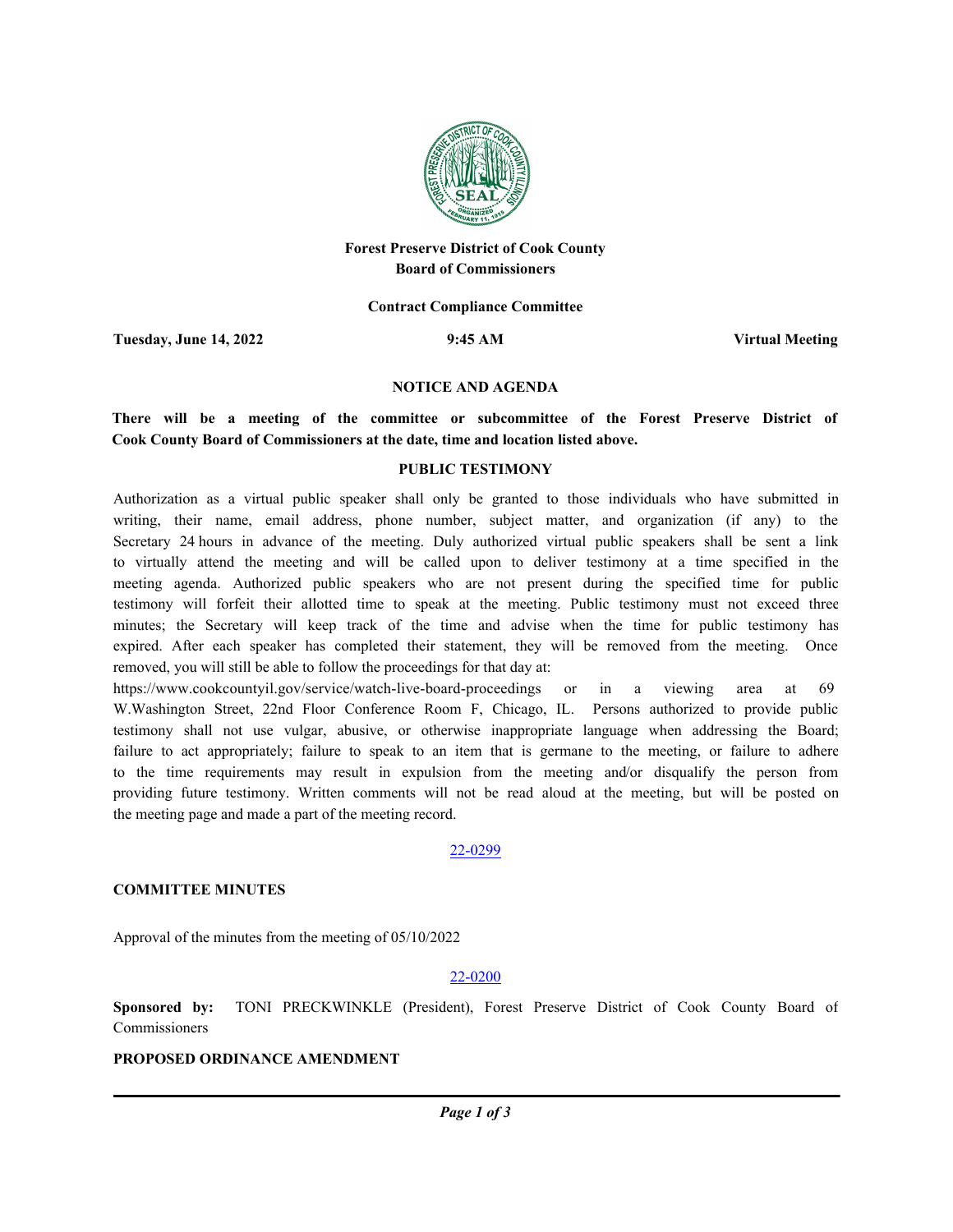**Forest Preserve District of Cook County**
**Board of Commissioners**

**Contract Compliance Committee**

**Tuesday, June 14, 2022** **9:45 AM** **Virtual Meeting**

## NOTICE AND AGENDA

**There will be a meeting of the committee or subcommittee of the Forest Preserve District of Cook County Board of Commissioners at the date, time and location listed above.**

### PUBLIC TESTIMONY

Authorization as a virtual public speaker shall only be granted to those individuals who have submitted in writing, their name, email address, phone number, subject matter, and organization (if any) to the Secretary 24 hours in advance of the meeting. Duly authorized virtual public speakers shall be sent a link to virtually attend the meeting and will be called upon to deliver testimony at a time specified in the meeting agenda. Authorized public speakers who are not present during the specified time for public testimony will forfeit their allotted time to speak at the meeting. Public testimony must not exceed three minutes; the Secretary will keep track of the time and advise when the time for public testimony has expired. After each speaker has completed their statement, they will be removed from the meeting. Once removed, you will still be able to follow the proceedings for that day at: https://www.cookcountyil.gov/service/watch-live-board-proceedings or in a viewing area at 69 W.Washington Street, 22nd Floor Conference Room F, Chicago, IL. Persons authorized to provide public testimony shall not use vulgar, abusive, or otherwise inappropriate language when addressing the Board; failure to act appropriately; failure to speak to an item that is germane to the meeting, or failure to adhere to the time requirements may result in expulsion from the meeting and/or disqualify the person from providing future testimony. Written comments will not be read aloud at the meeting, but will be posted on the meeting page and made a part of the meeting record.

22-0299

**COMMITTEE MINUTES**

Approval of the minutes from the meeting of 05/10/2022

22-0200

**Sponsored by:** TONI PRECKWINKLE (President), Forest Preserve District of Cook County Board of Commissioners

**PROPOSED ORDINANCE AMENDMENT**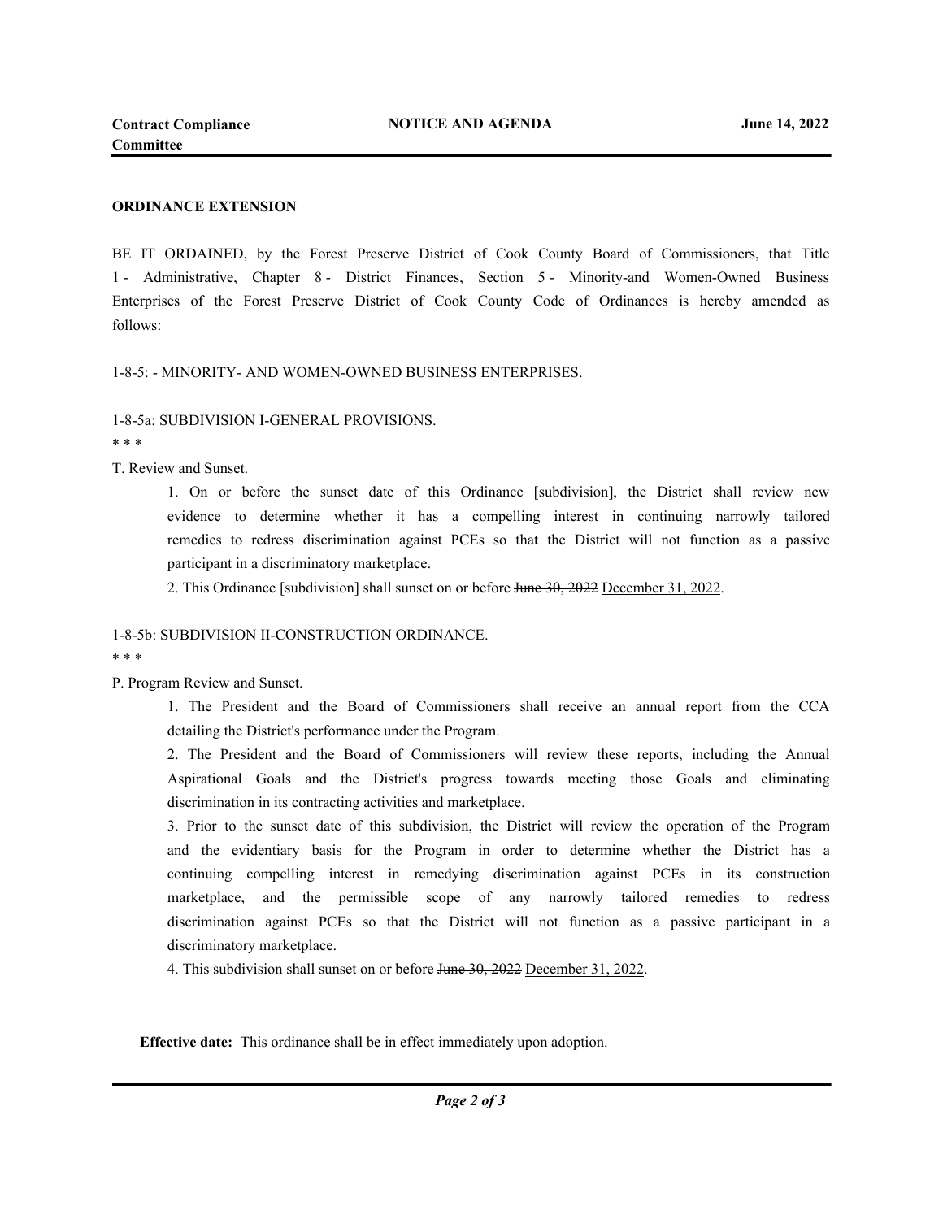**ORDINANCE EXTENSION**

BE IT ORDAINED, by the Forest Preserve District of Cook County Board of Commissioners, that Title 1 - Administrative, Chapter 8 - District Finances, Section 5 - Minority-and Women-Owned Business Enterprises of the Forest Preserve District of Cook County Code of Ordinances is hereby amended as follows:

1-8-5: - MINORITY- AND WOMEN-OWNED BUSINESS ENTERPRISES.

1-8-5a: SUBDIVISION I-GENERAL PROVISIONS.

* * *

T. Review and Sunset.

> 1. On or before the sunset date of this Ordinance [subdivision], the District shall review new evidence to determine whether it has a compelling interest in continuing narrowly tailored remedies to redress discrimination against PCEs so that the District will not function as a passive participant in a discriminatory marketplace.
>
> 2. This Ordinance [subdivision] shall sunset on or before ~~June 30, 2022~~ <u>December 31, 2022</u>.

1-8-5b: SUBDIVISION II-CONSTRUCTION ORDINANCE.

* * *

P. Program Review and Sunset.

> 1. The President and the Board of Commissioners shall receive an annual report from the CCA detailing the District's performance under the Program.
>
> 2. The President and the Board of Commissioners will review these reports, including the Annual Aspirational Goals and the District's progress towards meeting those Goals and eliminating discrimination in its contracting activities and marketplace.
>
> 3. Prior to the sunset date of this subdivision, the District will review the operation of the Program and the evidentiary basis for the Program in order to determine whether the District has a continuing compelling interest in remedying discrimination against PCEs in its construction marketplace, and the permissible scope of any narrowly tailored remedies to redress discrimination against PCEs so that the District will not function as a passive participant in a discriminatory marketplace.
>
> 4. This subdivision shall sunset on or before ~~June 30, 2022~~ <u>December 31, 2022</u>.

**Effective date:** This ordinance shall be in effect immediately upon adoption.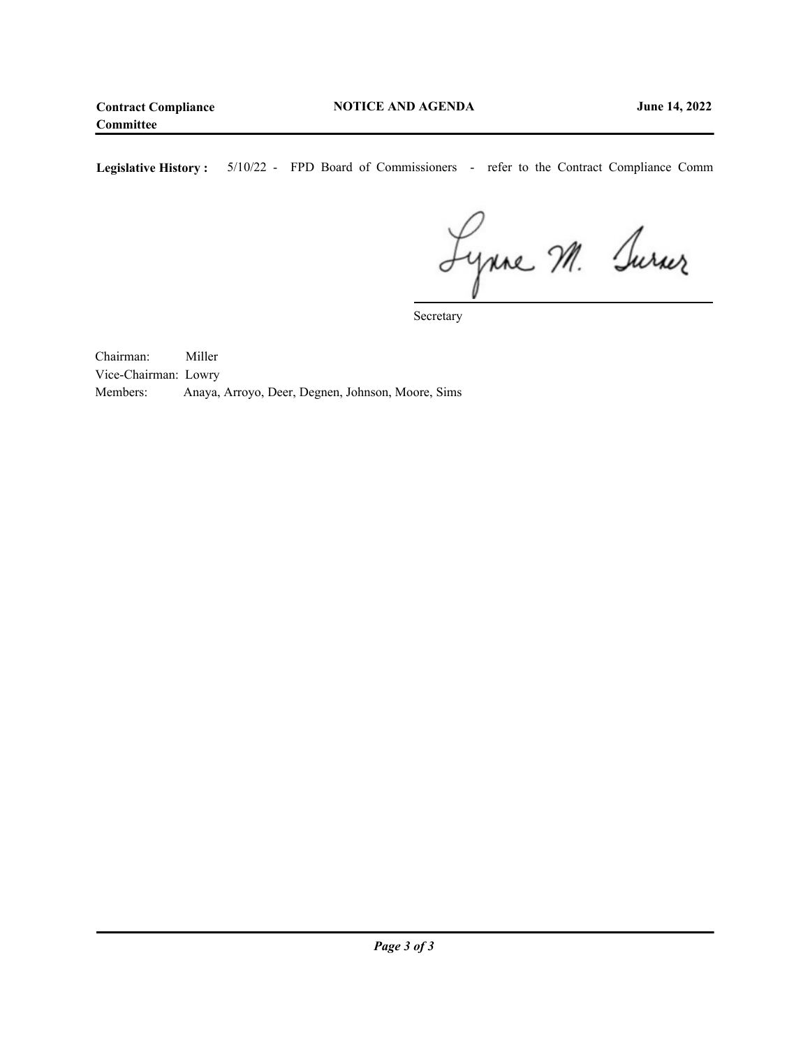**Legislative History :** 5/10/22 - FPD Board of Commissioners - refer to the Contract Compliance Comm

Lynne M. Turner

Secretary

Chairman: Miller
Vice-Chairman: Lowry
Members: Anaya, Arroyo, Deer, Degnen, Johnson, Moore, Sims